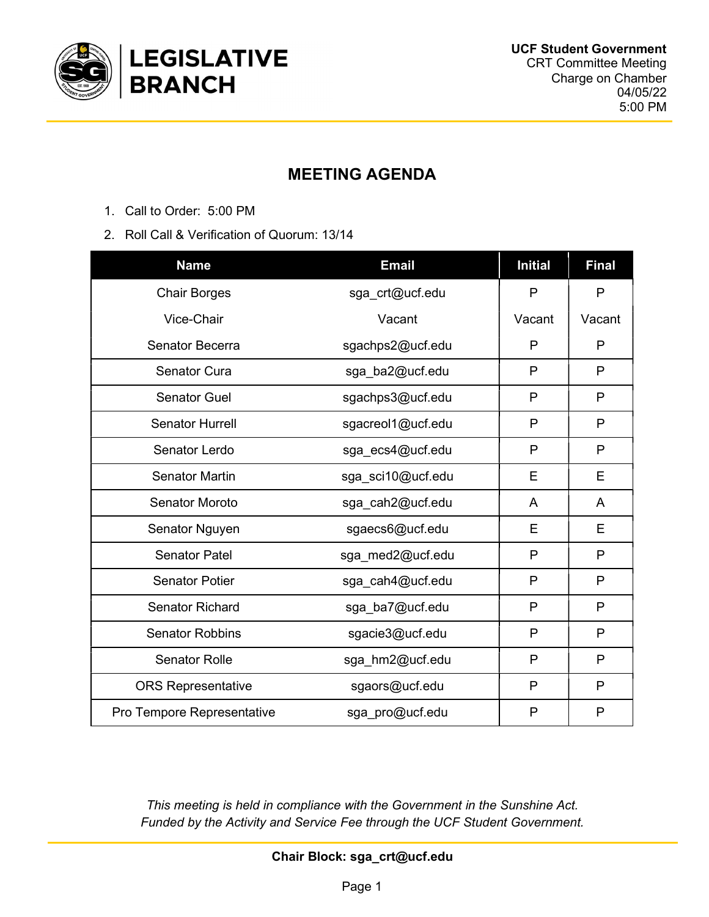**LEGISLATIVE BRANCH**

**UCF Student Government**
CRT Committee Meeting
Charge on Chamber
04/05/22
5:00 PM

## MEETING AGENDA

1. Call to Order: 5:00 PM
2. Roll Call & Verification of Quorum: 13/14

| Name | Email | Initial | Final |
|---|---|---|---|
| Chair Borges | sga_crt@ucf.edu | P | P |
| Vice-Chair | Vacant | Vacant | Vacant |
| Senator Becerra | sgachps2@ucf.edu | P | P |
| Senator Cura | sga_ba2@ucf.edu | P | P |
| Senator Guel | sgachps3@ucf.edu | P | P |
| Senator Hurrell | sgacreol1@ucf.edu | P | P |
| Senator Lerdo | sga_ecs4@ucf.edu | P | P |
| Senator Martin | sga_sci10@ucf.edu | E | E |
| Senator Moroto | sga_cah2@ucf.edu | A | A |
| Senator Nguyen | sgaecs6@ucf.edu | E | E |
| Senator Patel | sga_med2@ucf.edu | P | P |
| Senator Potier | sga_cah4@ucf.edu | P | P |
| Senator Richard | sga_ba7@ucf.edu | P | P |
| Senator Robbins | sgacie3@ucf.edu | P | P |
| Senator Rolle | sga_hm2@ucf.edu | P | P |
| ORS Representative | sgaors@ucf.edu | P | P |
| Pro Tempore Representative | sga_pro@ucf.edu | P | P |

*This meeting is held in compliance with the Government in the Sunshine Act.*
*Funded by the Activity and Service Fee through the UCF Student Government.*

**Chair Block: sga_crt@ucf.edu**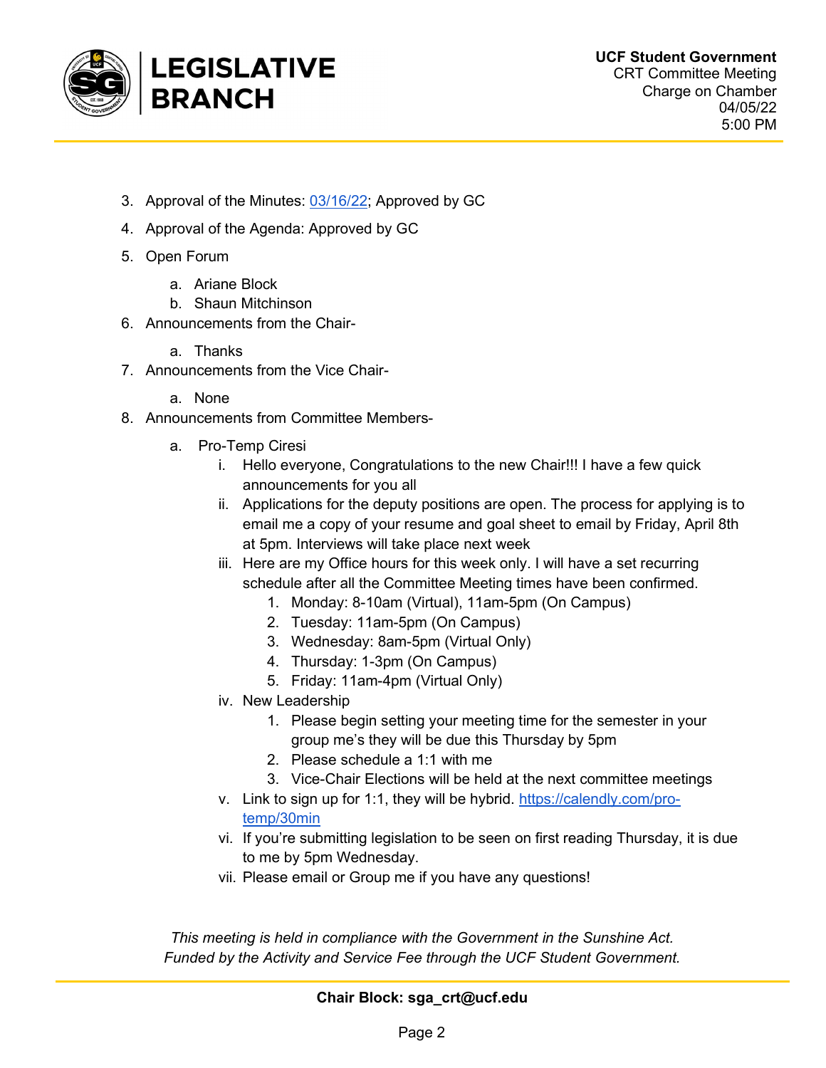3. Approval of the Minutes: [03/16/22](); Approved by GC
4. Approval of the Agenda: Approved by GC
5. Open Forum
   a. Ariane Block
   b. Shaun Mitchinson
6. Announcements from the Chair-
   a. Thanks
7. Announcements from the Vice Chair-
   a. None
8. Announcements from Committee Members-
   a. Pro-Temp Ciresi
      i. Hello everyone, Congratulations to the new Chair!!! I have a few quick announcements for you all
      ii. Applications for the deputy positions are open. The process for applying is to email me a copy of your resume and goal sheet to email by Friday, April 8th at 5pm. Interviews will take place next week
      iii. Here are my Office hours for this week only. I will have a set recurring schedule after all the Committee Meeting times have been confirmed.
         1. Monday: 8-10am (Virtual), 11am-5pm (On Campus)
         2. Tuesday: 11am-5pm (On Campus)
         3. Wednesday: 8am-5pm (Virtual Only)
         4. Thursday: 1-3pm (On Campus)
         5. Friday: 11am-4pm (Virtual Only)
      iv. New Leadership
         1. Please begin setting your meeting time for the semester in your group me's they will be due this Thursday by 5pm
         2. Please schedule a 1:1 with me
         3. Vice-Chair Elections will be held at the next committee meetings
      v. Link to sign up for 1:1, they will be hybrid. [https://calendly.com/pro-temp/30min](https://calendly.com/pro-temp/30min)
      vi. If you're submitting legislation to be seen on first reading Thursday, it is due to me by 5pm Wednesday.
      vii. Please email or Group me if you have any questions!

*This meeting is held in compliance with the Government in the Sunshine Act.*
*Funded by the Activity and Service Fee through the UCF Student Government.*

**Chair Block: sga_crt@ucf.edu**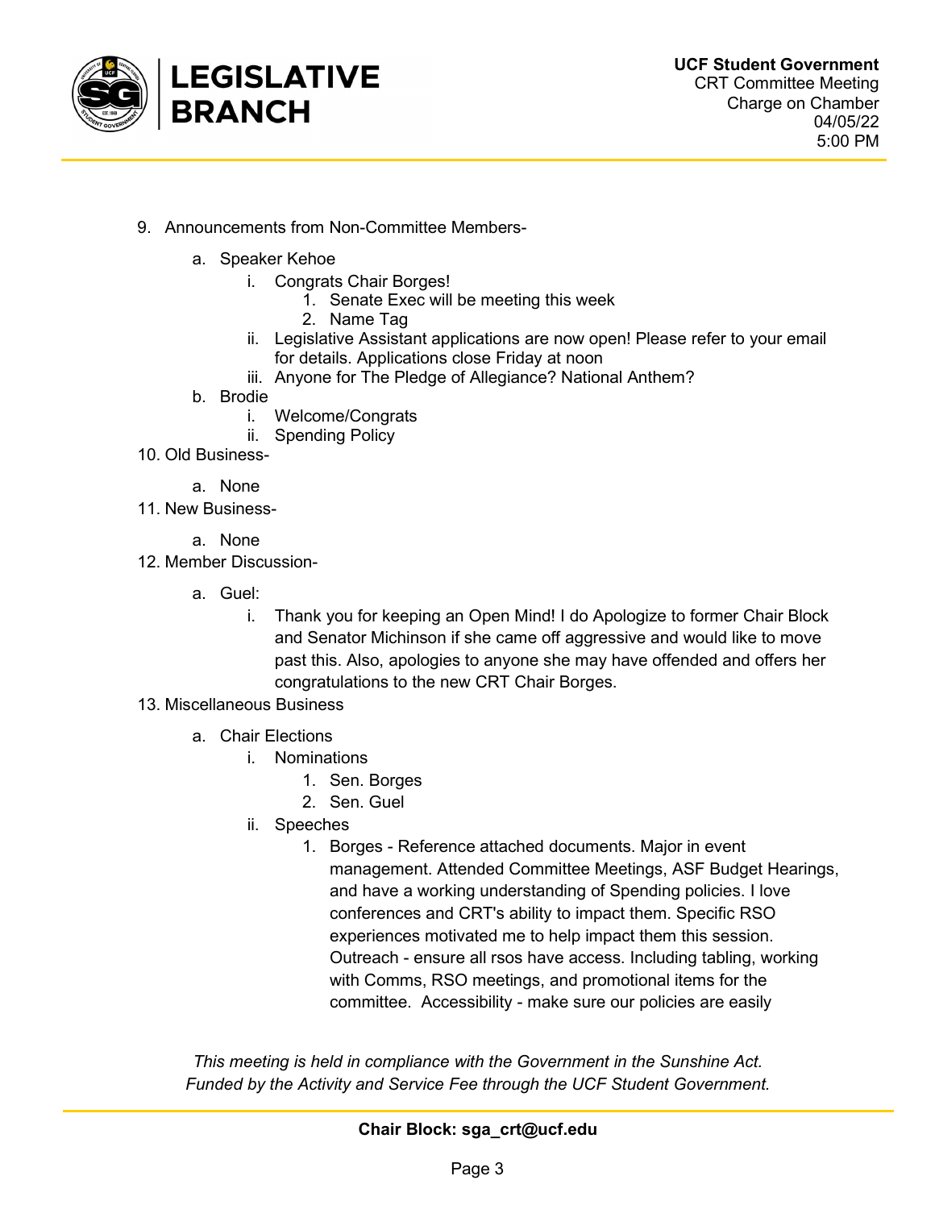9. Announcements from Non-Committee Members-
   a. Speaker Kehoe
      i. Congrats Chair Borges!
         1. Senate Exec will be meeting this week
         2. Name Tag
      ii. Legislative Assistant applications are now open! Please refer to your email for details. Applications close Friday at noon
      iii. Anyone for The Pledge of Allegiance? National Anthem?
   b. Brodie
      i. Welcome/Congrats
      ii. Spending Policy
10. Old Business-
    a. None
11. New Business-
    a. None
12. Member Discussion-
    a. Guel:
       i. Thank you for keeping an Open Mind! I do Apologize to former Chair Block and Senator Michinson if she came off aggressive and would like to move past this. Also, apologies to anyone she may have offended and offers her congratulations to the new CRT Chair Borges.
13. Miscellaneous Business
    a. Chair Elections
       i. Nominations
          1. Sen. Borges
          2. Sen. Guel
       ii. Speeches
          1. Borges - Reference attached documents. Major in event management. Attended Committee Meetings, ASF Budget Hearings, and have a working understanding of Spending policies. I love conferences and CRT's ability to impact them. Specific RSO experiences motivated me to help impact them this session. Outreach - ensure all rsos have access. Including tabling, working with Comms, RSO meetings, and promotional items for the committee. Accessibility - make sure our policies are easily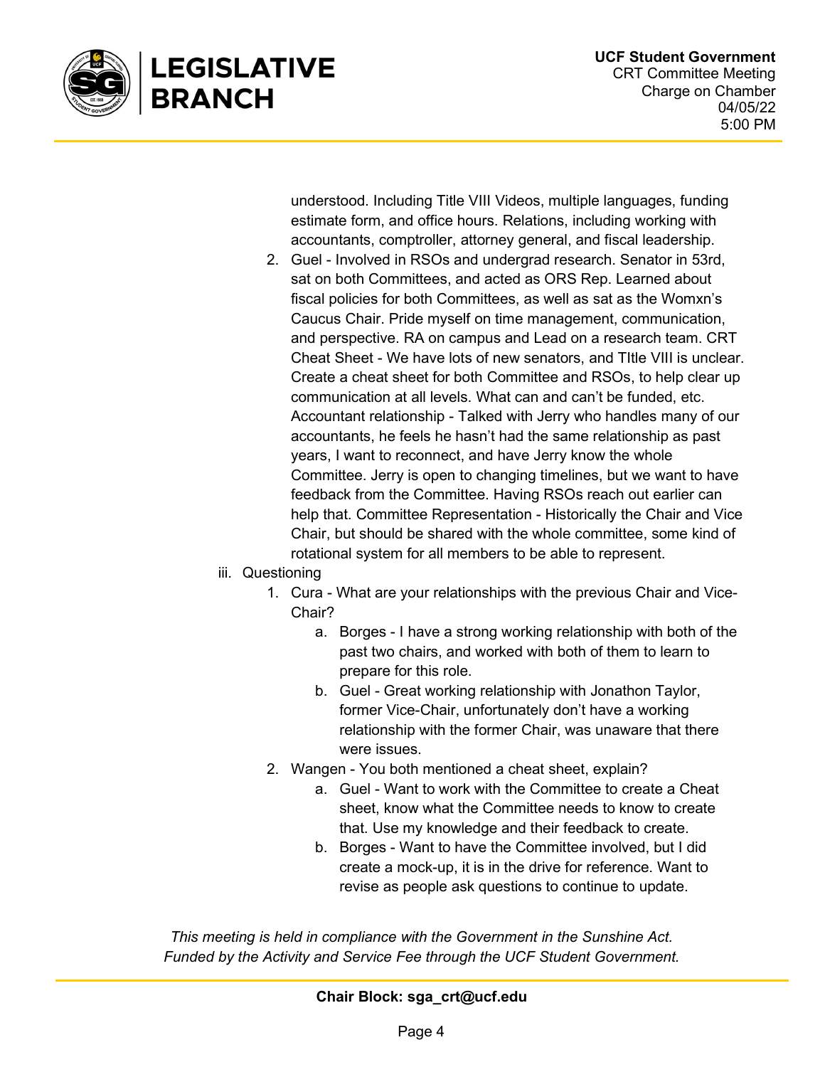understood. Including Title VIII Videos, multiple languages, funding estimate form, and office hours. Relations, including working with accountants, comptroller, attorney general, and fiscal leadership.

2. Guel - Involved in RSOs and undergrad research. Senator in 53rd, sat on both Committees, and acted as ORS Rep. Learned about fiscal policies for both Committees, as well as sat as the Womxn's Caucus Chair. Pride myself on time management, communication, and perspective. RA on campus and Lead on a research team. CRT Cheat Sheet - We have lots of new senators, and TItle VIII is unclear. Create a cheat sheet for both Committee and RSOs, to help clear up communication at all levels. What can and can't be funded, etc. Accountant relationship - Talked with Jerry who handles many of our accountants, he feels he hasn't had the same relationship as past years, I want to reconnect, and have Jerry know the whole Committee. Jerry is open to changing timelines, but we want to have feedback from the Committee. Having RSOs reach out earlier can help that. Committee Representation - Historically the Chair and Vice Chair, but should be shared with the whole committee, some kind of rotational system for all members to be able to represent.

iii. Questioning

1. Cura - What are your relationships with the previous Chair and Vice-Chair?
   a. Borges - I have a strong working relationship with both of the past two chairs, and worked with both of them to learn to prepare for this role.
   b. Guel - Great working relationship with Jonathon Taylor, former Vice-Chair, unfortunately don't have a working relationship with the former Chair, was unaware that there were issues.
2. Wangen - You both mentioned a cheat sheet, explain?
   a. Guel - Want to work with the Committee to create a Cheat sheet, know what the Committee needs to know to create that. Use my knowledge and their feedback to create.
   b. Borges - Want to have the Committee involved, but I did create a mock-up, it is in the drive for reference. Want to revise as people ask questions to continue to update.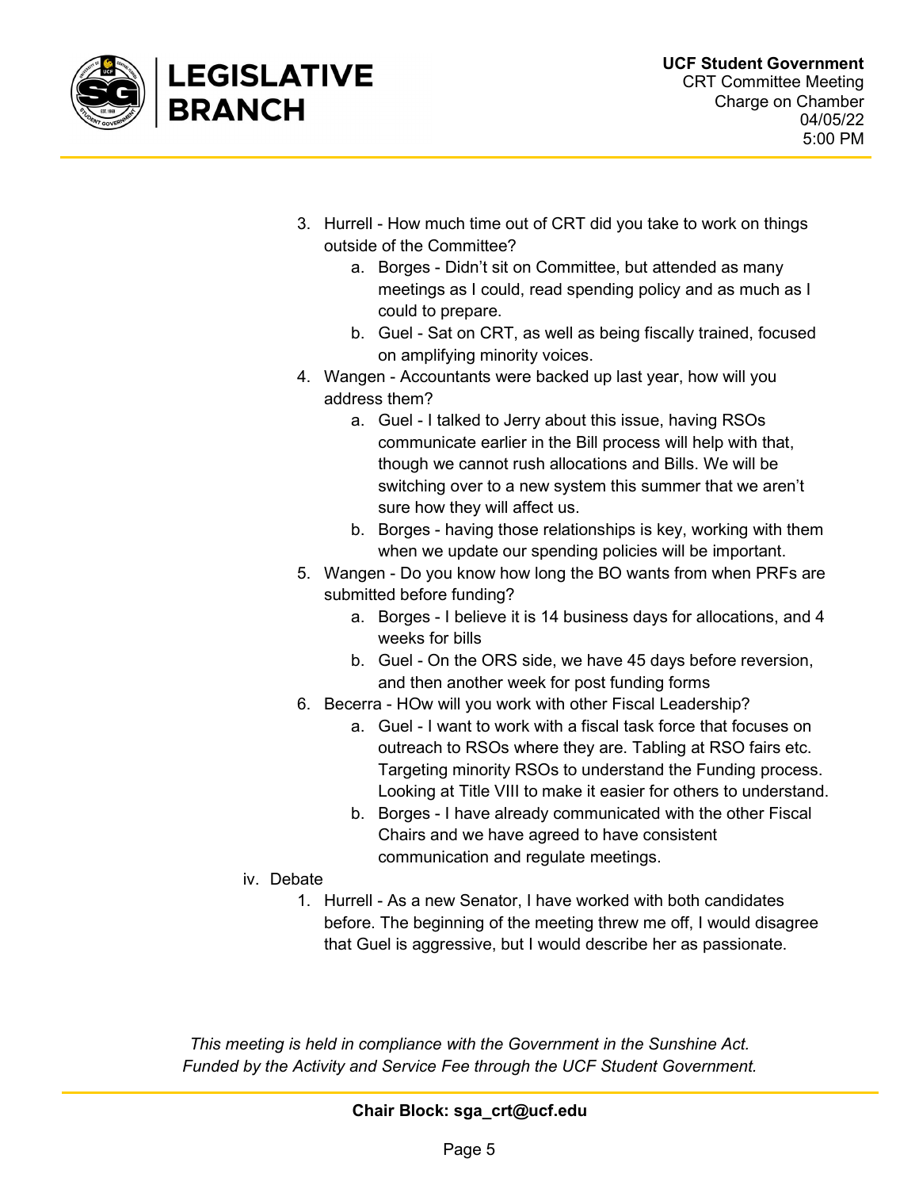3. Hurrell - How much time out of CRT did you take to work on things outside of the Committee?
    a. Borges - Didn't sit on Committee, but attended as many meetings as I could, read spending policy and as much as I could to prepare.
    b. Guel - Sat on CRT, as well as being fiscally trained, focused on amplifying minority voices.
4. Wangen - Accountants were backed up last year, how will you address them?
    a. Guel - I talked to Jerry about this issue, having RSOs communicate earlier in the Bill process will help with that, though we cannot rush allocations and Bills. We will be switching over to a new system this summer that we aren't sure how they will affect us.
    b. Borges - having those relationships is key, working with them when we update our spending policies will be important.
5. Wangen - Do you know how long the BO wants from when PRFs are submitted before funding?
    a. Borges - I believe it is 14 business days for allocations, and 4 weeks for bills
    b. Guel - On the ORS side, we have 45 days before reversion, and then another week for post funding forms
6. Becerra - HOw will you work with other Fiscal Leadership?
    a. Guel - I want to work with a fiscal task force that focuses on outreach to RSOs where they are. Tabling at RSO fairs etc. Targeting minority RSOs to understand the Funding process. Looking at Title VIII to make it easier for others to understand.
    b. Borges - I have already communicated with the other Fiscal Chairs and we have agreed to have consistent communication and regulate meetings.

iv. Debate
1. Hurrell - As a new Senator, I have worked with both candidates before. The beginning of the meeting threw me off, I would disagree that Guel is aggressive, but I would describe her as passionate.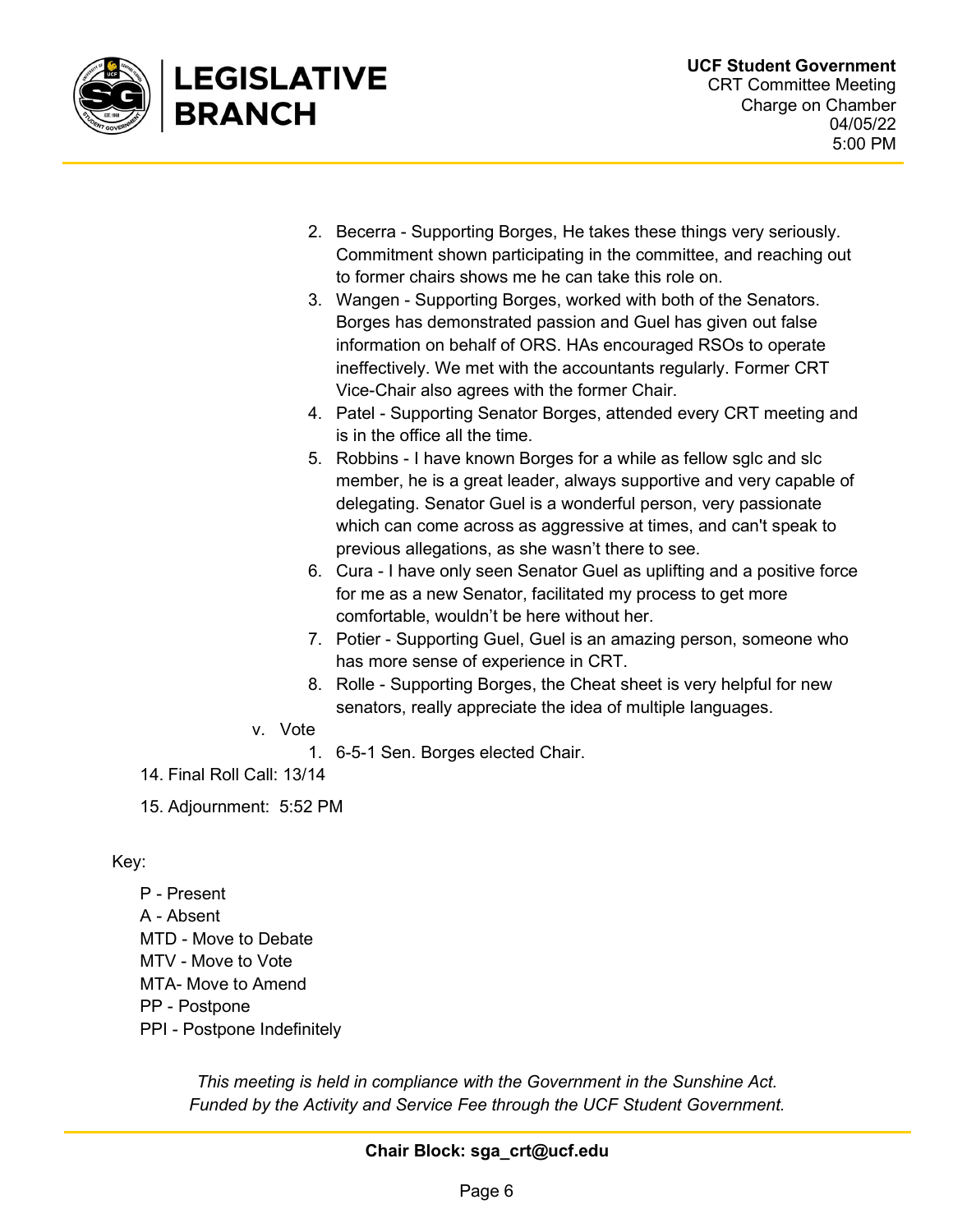2. Becerra - Supporting Borges, He takes these things very seriously. Commitment shown participating in the committee, and reaching out to former chairs shows me he can take this role on.
3. Wangen - Supporting Borges, worked with both of the Senators. Borges has demonstrated passion and Guel has given out false information on behalf of ORS. HAs encouraged RSOs to operate ineffectively. We met with the accountants regularly. Former CRT Vice-Chair also agrees with the former Chair.
4. Patel - Supporting Senator Borges, attended every CRT meeting and is in the office all the time.
5. Robbins - I have known Borges for a while as fellow sglc and slc member, he is a great leader, always supportive and very capable of delegating. Senator Guel is a wonderful person, very passionate which can come across as aggressive at times, and can't speak to previous allegations, as she wasn't there to see.
6. Cura - I have only seen Senator Guel as uplifting and a positive force for me as a new Senator, facilitated my process to get more comfortable, wouldn't be here without her.
7. Potier - Supporting Guel, Guel is an amazing person, someone who has more sense of experience in CRT.
8. Rolle - Supporting Borges, the Cheat sheet is very helpful for new senators, really appreciate the idea of multiple languages.

v. Vote
1. 6-5-1 Sen. Borges elected Chair.

14. Final Roll Call: 13/14

15. Adjournment: 5:52 PM

Key:

- P - Present
- A - Absent
- MTD - Move to Debate
- MTV - Move to Vote
- MTA- Move to Amend
- PP - Postpone
- PPI - Postpone Indefinitely

*This meeting is held in compliance with the Government in the Sunshine Act.*
*Funded by the Activity and Service Fee through the UCF Student Government.*

**Chair Block: sga_crt@ucf.edu**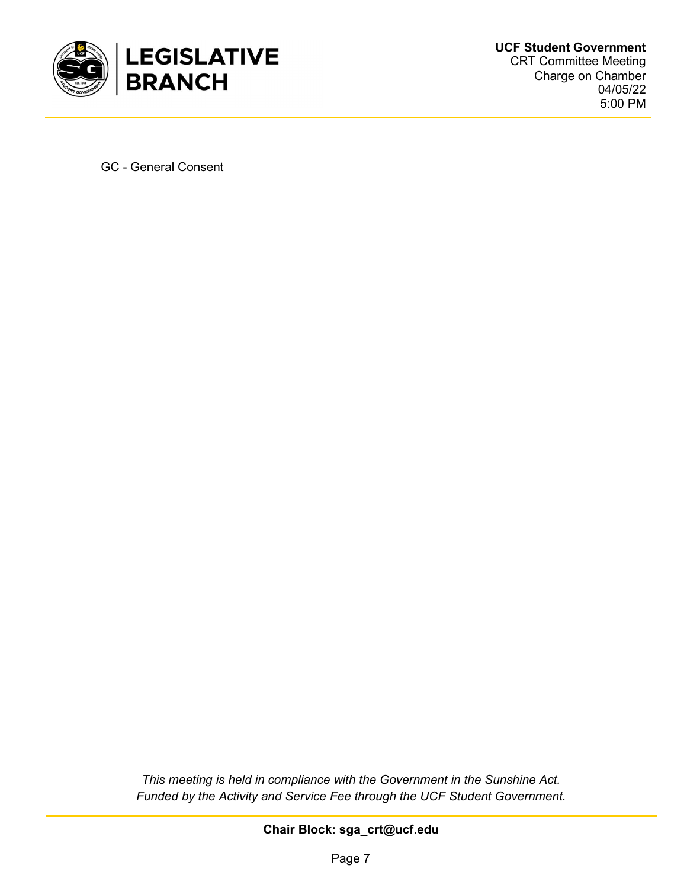GC - General Consent